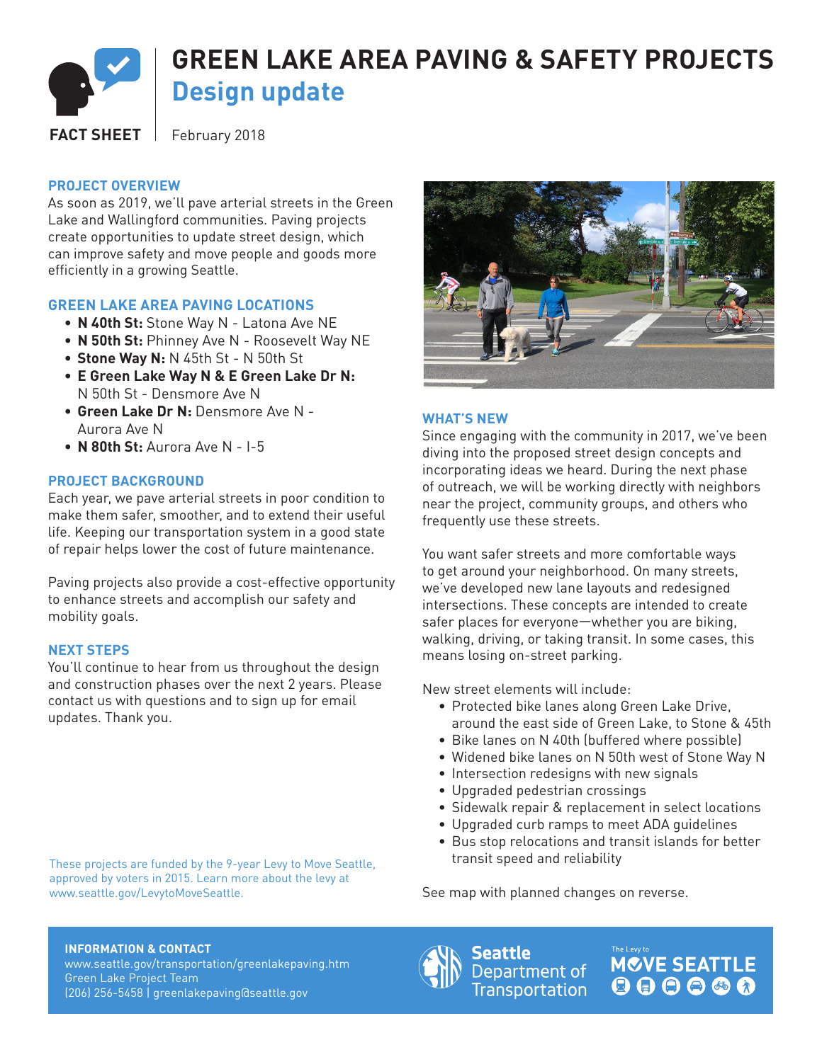# GREEN LAKE AREA PAVING & SAFETY PROJECTS

## Design update

FACT SHEET | February 2018

### PROJECT OVERVIEW

As soon as 2019, we'll pave arterial streets in the Green Lake and Wallingford communities. Paving projects create opportunities to update street design, which can improve safety and move people and goods more efficiently in a growing Seattle.

### GREEN LAKE AREA PAVING LOCATIONS

- **N 40th St:** Stone Way N - Latona Ave NE
- **N 50th St:** Phinney Ave N - Roosevelt Way NE
- **Stone Way N:** N 45th St - N 50th St
- **E Green Lake Way N & E Green Lake Dr N:** N 50th St - Densmore Ave N
- **Green Lake Dr N:** Densmore Ave N - Aurora Ave N
- **N 80th St:** Aurora Ave N - I-5

### PROJECT BACKGROUND

Each year, we pave arterial streets in poor condition to make them safer, smoother, and to extend their useful life. Keeping our transportation system in a good state of repair helps lower the cost of future maintenance.

Paving projects also provide a cost-effective opportunity to enhance streets and accomplish our safety and mobility goals.

### NEXT STEPS

You'll continue to hear from us throughout the design and construction phases over the next 2 years. Please contact us with questions and to sign up for email updates. Thank you.

These projects are funded by the 9-year Levy to Move Seattle, approved by voters in 2015. Learn more about the levy at www.seattle.gov/LevytoMoveSeattle.

### WHAT'S NEW

Since engaging with the community in 2017, we've been diving into the proposed street design concepts and incorporating ideas we heard. During the next phase of outreach, we will be working directly with neighbors near the project, community groups, and others who frequently use these streets.

You want safer streets and more comfortable ways to get around your neighborhood. On many streets, we've developed new lane layouts and redesigned intersections. These concepts are intended to create safer places for everyone—whether you are biking, walking, driving, or taking transit. In some cases, this means losing on-street parking.

New street elements will include:

- Protected bike lanes along Green Lake Drive, around the east side of Green Lake, to Stone & 45th
- Bike lanes on N 40th (buffered where possible)
- Widened bike lanes on N 50th west of Stone Way N
- Intersection redesigns with new signals
- Upgraded pedestrian crossings
- Sidewalk repair & replacement in select locations
- Upgraded curb ramps to meet ADA guidelines
- Bus stop relocations and transit islands for better transit speed and reliability

See map with planned changes on reverse.

**INFORMATION & CONTACT**
www.seattle.gov/transportation/greenlakepaving.htm
Green Lake Project Team
(206) 256-5458 | greenlakepaving@seattle.gov

Seattle Department of Transportation

The Levy to MOVE SEATTLE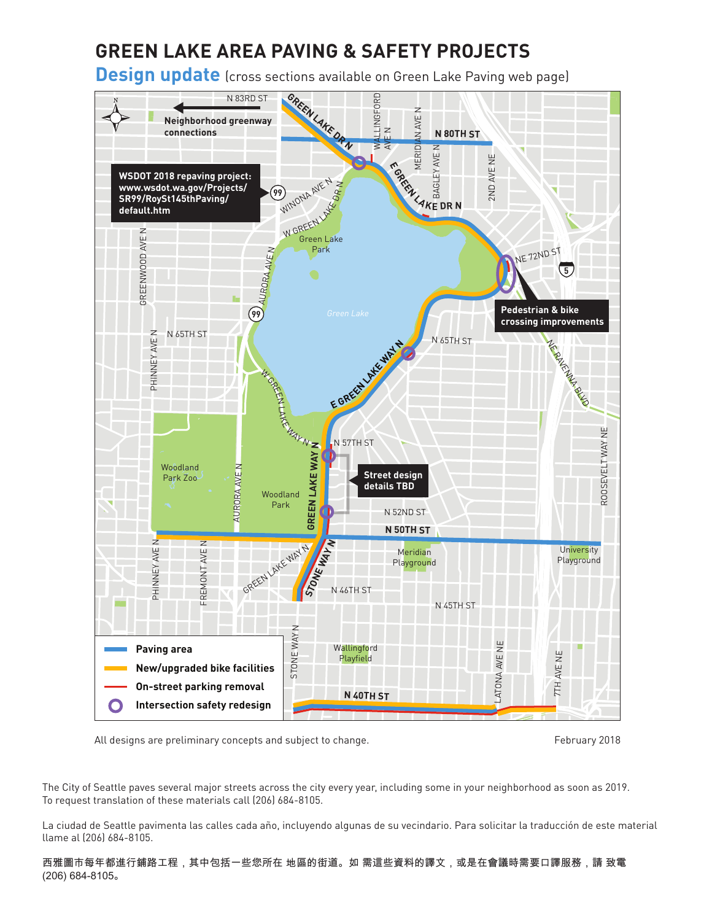# GREEN LAKE AREA PAVING & SAFETY PROJECTS

## Design update (cross sections available on Green Lake Paving web page)

**WSDOT 2018 repaving project: www.wsdot.wa.gov/Projects/SR99/RoySt145thPaving/default.htm**

Neighborhood greenway connections

Pedestrian & bike crossing improvements

Street design details TBD

- Paving area
- New/upgraded bike facilities
- On-street parking removal
- Intersection safety redesign

All designs are preliminary concepts and subject to change.

February 2018

The City of Seattle paves several major streets across the city every year, including some in your neighborhood as soon as 2019. To request translation of these materials call (206) 684-8105.

La ciudad de Seattle pavimenta las calles cada año, incluyendo algunas de su vecindario. Para solicitar la traducción de este material llame al (206) 684-8105.

西雅圖市每年都進行鋪路工程，其中包括一些您所在 地區的街道。如 需這些資料的譯文，或是在會議時需要口譯服務，請 致電 (206) 684-8105。